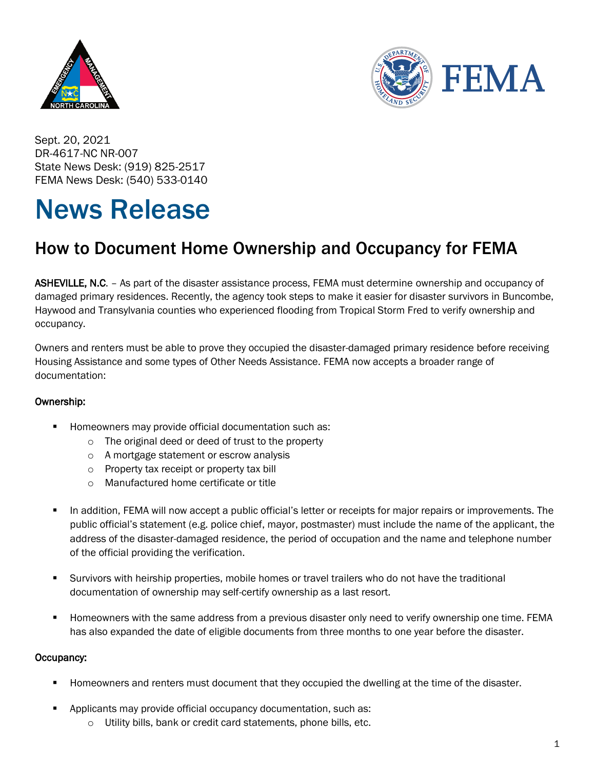Sept. 20, 2021
DR-4617-NC NR-007
State News Desk: (919) 825-2517
FEMA News Desk: (540) 533-0140

# News Release

## How to Document Home Ownership and Occupancy for FEMA

**ASHEVILLE, N.C.** – As part of the disaster assistance process, FEMA must determine ownership and occupancy of damaged primary residences. Recently, the agency took steps to make it easier for disaster survivors in Buncombe, Haywood and Transylvania counties who experienced flooding from Tropical Storm Fred to verify ownership and occupancy.

Owners and renters must be able to prove they occupied the disaster-damaged primary residence before receiving Housing Assistance and some types of Other Needs Assistance. FEMA now accepts a broader range of documentation:

**Ownership:**

- Homeowners may provide official documentation such as:
  - The original deed or deed of trust to the property
  - A mortgage statement or escrow analysis
  - Property tax receipt or property tax bill
  - Manufactured home certificate or title
- In addition, FEMA will now accept a public official's letter or receipts for major repairs or improvements. The public official's statement (e.g. police chief, mayor, postmaster) must include the name of the applicant, the address of the disaster-damaged residence, the period of occupation and the name and telephone number of the official providing the verification.
- Survivors with heirship properties, mobile homes or travel trailers who do not have the traditional documentation of ownership may self-certify ownership as a last resort.
- Homeowners with the same address from a previous disaster only need to verify ownership one time. FEMA has also expanded the date of eligible documents from three months to one year before the disaster.

**Occupancy:**

- Homeowners and renters must document that they occupied the dwelling at the time of the disaster.
- Applicants may provide official occupancy documentation, such as:
  - Utility bills, bank or credit card statements, phone bills, etc.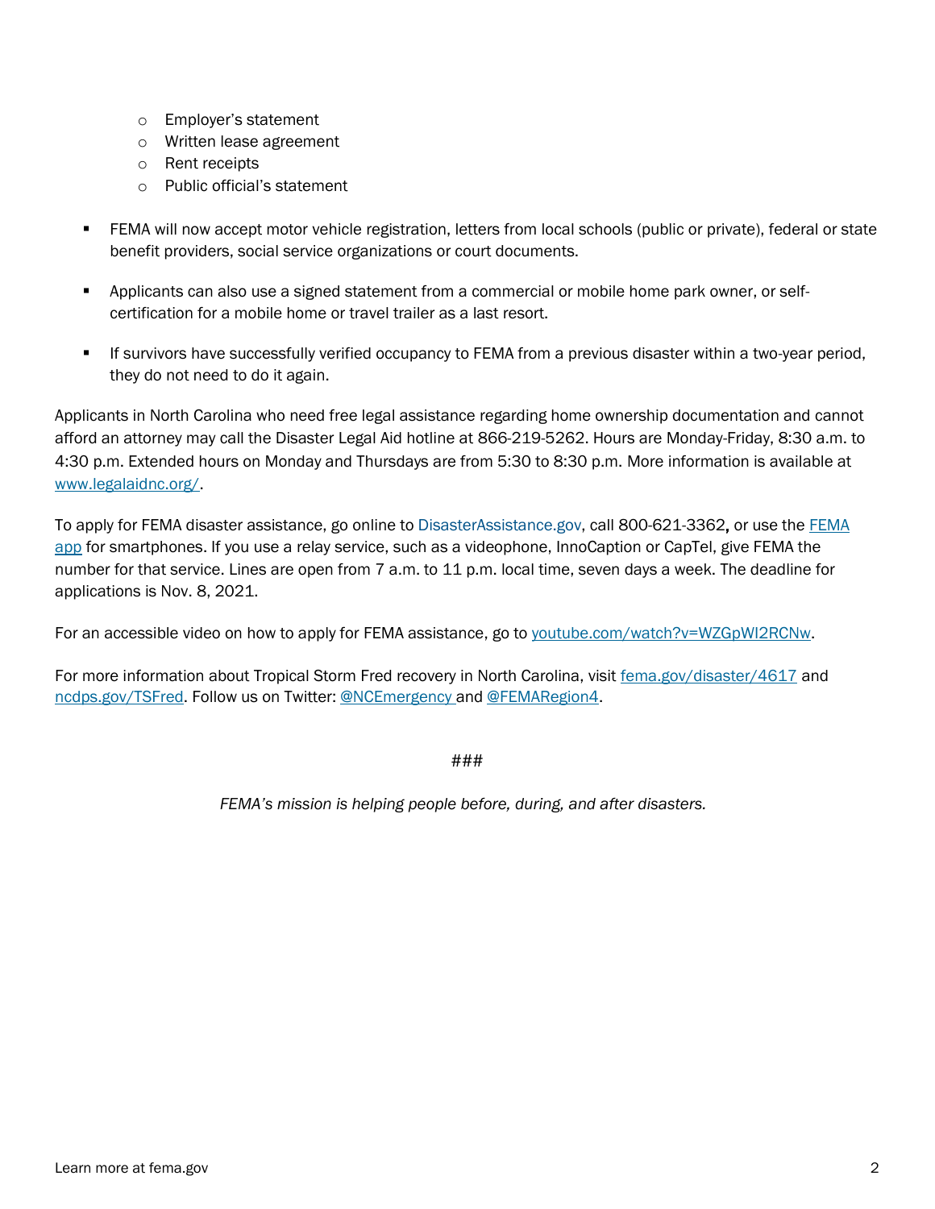- Employer's statement
    - Written lease agreement
    - Rent receipts
    - Public official's statement

- FEMA will now accept motor vehicle registration, letters from local schools (public or private), federal or state benefit providers, social service organizations or court documents.

- Applicants can also use a signed statement from a commercial or mobile home park owner, or self-certification for a mobile home or travel trailer as a last resort.

- If survivors have successfully verified occupancy to FEMA from a previous disaster within a two-year period, they do not need to do it again.

Applicants in North Carolina who need free legal assistance regarding home ownership documentation and cannot afford an attorney may call the Disaster Legal Aid hotline at 866-219-5262. Hours are Monday-Friday, 8:30 a.m. to 4:30 p.m. Extended hours on Monday and Thursdays are from 5:30 to 8:30 p.m. More information is available at [www.legalaidnc.org/](http://www.legalaidnc.org/).

To apply for FEMA disaster assistance, go online to DisasterAssistance.gov, call 800-621-3362**,** or use the FEMA app for smartphones. If you use a relay service, such as a videophone, InnoCaption or CapTel, give FEMA the number for that service. Lines are open from 7 a.m. to 11 p.m. local time, seven days a week. The deadline for applications is Nov. 8, 2021.

For an accessible video on how to apply for FEMA assistance, go to youtube.com/watch?v=WZGpWI2RCNw.

For more information about Tropical Storm Fred recovery in North Carolina, visit fema.gov/disaster/4617 and ncdps.gov/TSFred. Follow us on Twitter: @NCEmergency and @FEMARegion4.

###

*FEMA's mission is helping people before, during, and after disasters.*